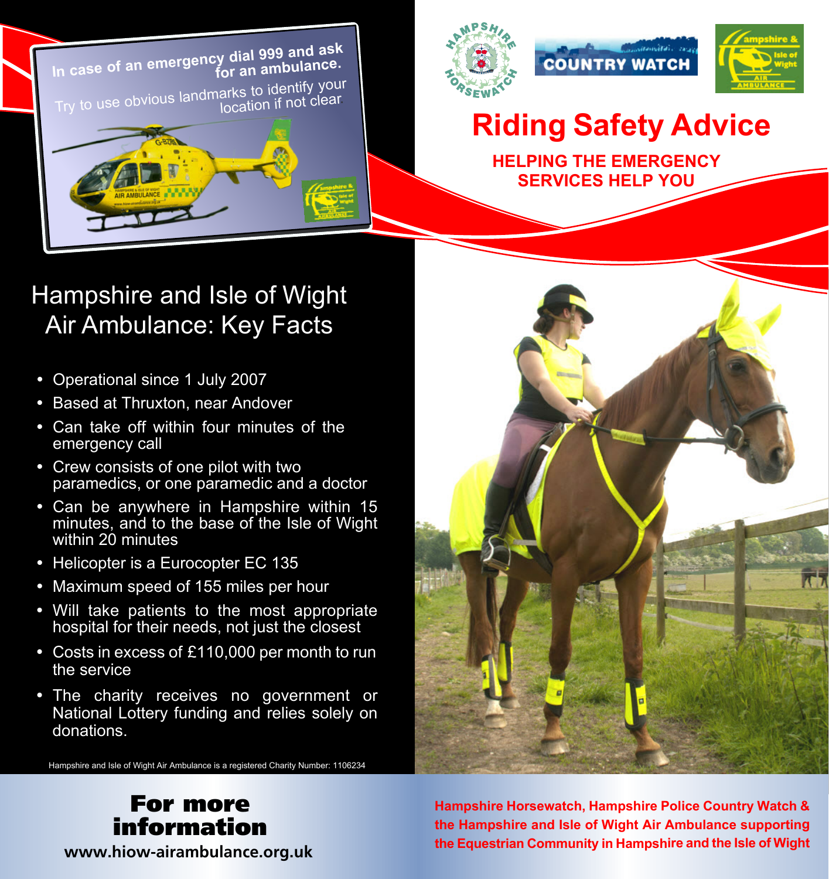In case of an emergency dial 999 and ask for an ambulance.

Try to use obvious landmarks to identify your location if not clear.

# Riding Safety Advice

**HELPING THE EMERGENCY SERVICES HELP YOU**

## Hampshire and Isle of Wight Air Ambulance: Key Facts

- Operational since 1 July 2007
- Based at Thruxton, near Andover
- Can take off within four minutes of the emergency call
- Crew consists of one pilot with two paramedics, or one paramedic and a doctor
- Can be anywhere in Hampshire within 15 minutes, and to the base of the Isle of Wight within 20 minutes
- Helicopter is a Eurocopter EC 135
- Maximum speed of 155 miles per hour
- Will take patients to the most appropriate hospital for their needs, not just the closest
- Costs in excess of £110,000 per month to run the service
- The charity receives no government or National Lottery funding and relies solely on donations.

Hampshire and Isle of Wight Air Ambulance is a registered Charity Number: 1106234

**For more information**

**www.hiow-airambulance.org.uk**

**Hampshire Horsewatch, Hampshire Police Country Watch & the Hampshire and Isle of Wight Air Ambulance supporting the Equestrian Community in Hampshire and the Isle of Wight**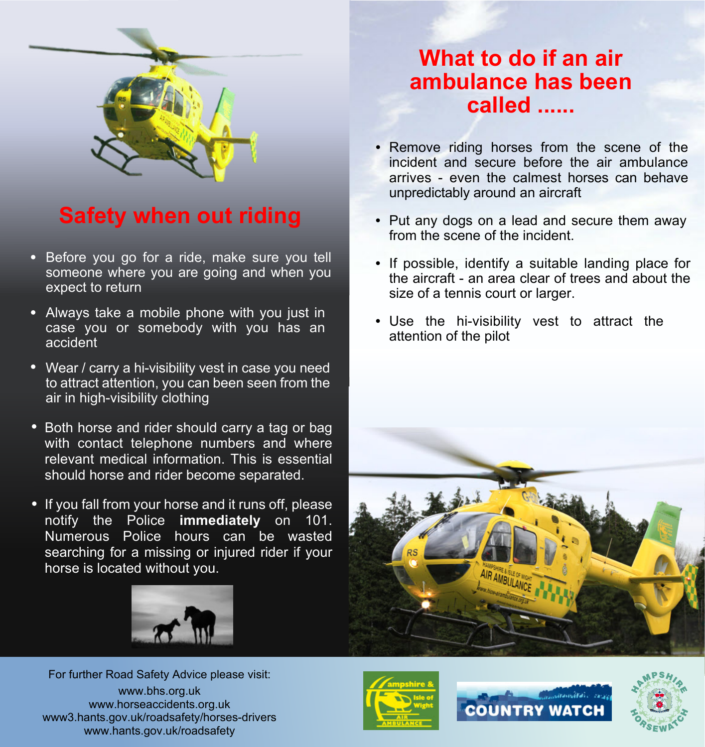## Safety when out riding

- Before you go for a ride, make sure you tell someone where you are going and when you expect to return
- Always take a mobile phone with you just in case you or somebody with you has an accident
- Wear / carry a hi-visibility vest in case you need to attract attention, you can been seen from the air in high-visibility clothing
- Both horse and rider should carry a tag or bag with contact telephone numbers and where relevant medical information. This is essential should horse and rider become separated.
- If you fall from your horse and it runs off, please notify the Police **immediately** on 101. Numerous Police hours can be wasted searching for a missing or injured rider if your horse is located without you.

## What to do if an air ambulance has been called ......

- Remove riding horses from the scene of the incident and secure before the air ambulance arrives - even the calmest horses can behave unpredictably around an aircraft
- Put any dogs on a lead and secure them away from the scene of the incident.
- If possible, identify a suitable landing place for the aircraft - an area clear of trees and about the size of a tennis court or larger.
- Use the hi-visibility vest to attract the attention of the pilot

For further Road Safety Advice please visit:
www.bhs.org.uk
www.horseaccidents.org.uk
www3.hants.gov.uk/roadsafety/horses-drivers
www.hants.gov.uk/roadsafety